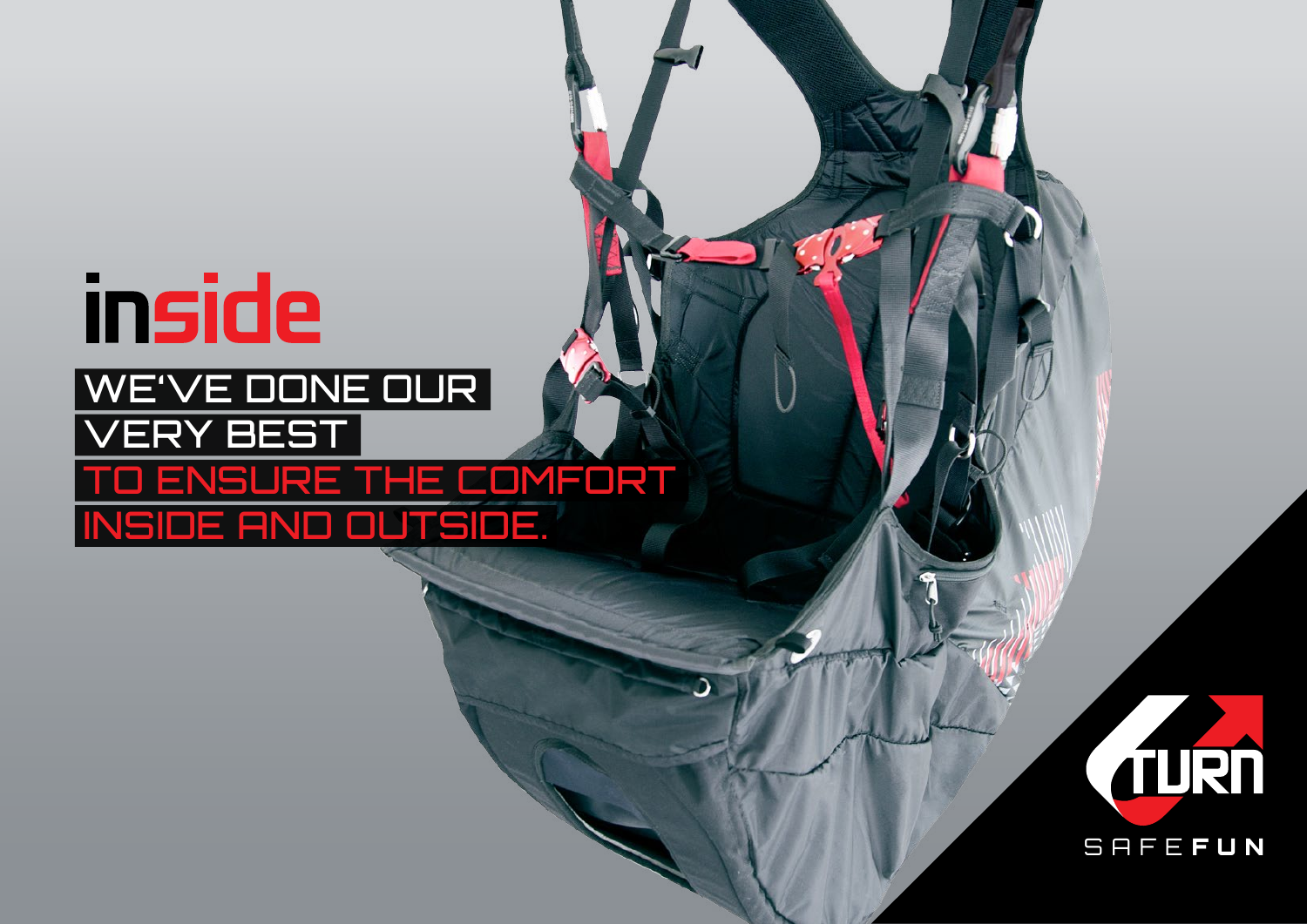# inside

WE'VE DONE OUR VERY BEST TO ENSURE THE COMFORT INSIDE AND OUTSIDE.

TURN

SAFEFUN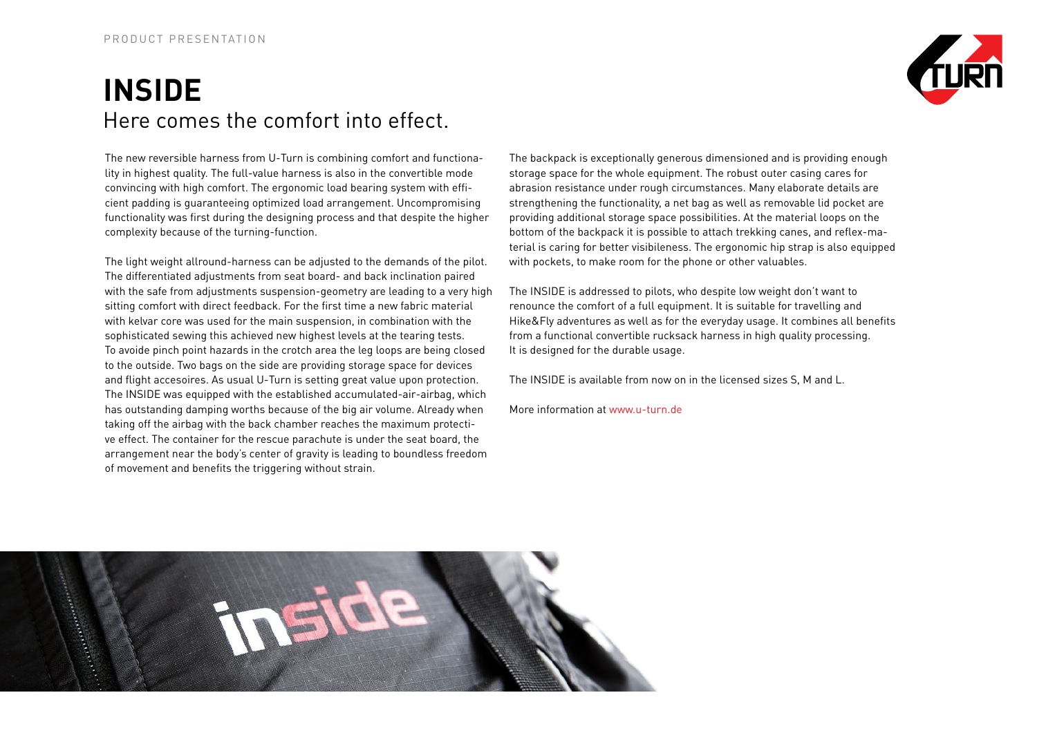# INSIDE

## Here comes the comfort into effect.

The new reversible harness from U-Turn is combining comfort and functionality in highest quality. The full-value harness is also in the convertible mode convincing with high comfort. The ergonomic load bearing system with efficient padding is guaranteeing optimized load arrangement. Uncompromising functionality was first during the designing process and that despite the higher complexity because of the turning-function.

The light weight allround-harness can be adjusted to the demands of the pilot. The differentiated adjustments from seat board- and back inclination paired with the safe from adjustments suspension-geometry are leading to a very high sitting comfort with direct feedback. For the first time a new fabric material with kelvar core was used for the main suspension, in combination with the sophisticated sewing this achieved new highest levels at the tearing tests. To avoide pinch point hazards in the crotch area the leg loops are being closed to the outside. Two bags on the side are providing storage space for devices and flight accesoires. As usual U-Turn is setting great value upon protection. The INSIDE was equipped with the established accumulated-air-airbag, which has outstanding damping worths because of the big air volume. Already when taking off the airbag with the back chamber reaches the maximum protective effect. The container for the rescue parachute is under the seat board, the arrangement near the body's center of gravity is leading to boundless freedom of movement and benefits the triggering without strain.

The backpack is exceptionally generous dimensioned and is providing enough storage space for the whole equipment. The robust outer casing cares for abrasion resistance under rough circumstances. Many elaborate details are strengthening the functionality, a net bag as well as removable lid pocket are providing additional storage space possibilities. At the material loops on the bottom of the backpack it is possible to attach trekking canes, and reflex-material is caring for better visibileness. The ergonomic hip strap is also equipped with pockets, to make room for the phone or other valuables.

The INSIDE is addressed to pilots, who despite low weight don't want to renounce the comfort of a full equipment. It is suitable for travelling and Hike&Fly adventures as well as for the everyday usage. It combines all benefits from a functional convertible rucksack harness in high quality processing. It is designed for the durable usage.

The INSIDE is available from now on in the licensed sizes S, M and L.

More information at www.u-turn.de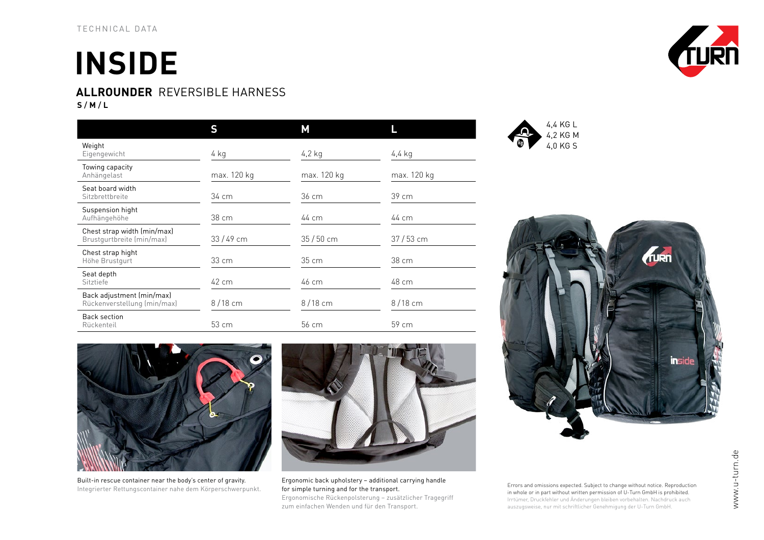TECHNICAL DATA

# INSIDE

## **ALLROUNDER** REVERSIBLE HARNESS

**S / M / L**

| | S | M | L |
|---|---|---|---|
| Weight<br>Eigengewicht | 4 kg | 4,2 kg | 4,4 kg |
| Towing capacity<br>Anhängelast | max. 120 kg | max. 120 kg | max. 120 kg |
| Seat board width<br>Sitzbrettbreite | 34 cm | 36 cm | 39 cm |
| Suspension hight<br>Aufhängehöhe | 38 cm | 44 cm | 44 cm |
| Chest strap width (min/max)<br>Brustgurtbreite (min/max) | 33 / 49 cm | 35 / 50 cm | 37 / 53 cm |
| Chest strap hight<br>Höhe Brustgurt | 33 cm | 35 cm | 38 cm |
| Seat depth<br>Sitztiefe | 42 cm | 46 cm | 48 cm |
| Back adjustment (min/max)<br>Rückenverstellung (min/max) | 8 / 18 cm | 8 / 18 cm | 8 / 18 cm |
| Back section<br>Rückenteil | 53 cm | 56 cm | 59 cm |

4,4 KG L
4,2 KG M
4,0 KG S

Built-in rescue container near the body's center of gravity.
Integrierter Rettungscontainer nahe dem Körperschwerpunkt.

Ergonomic back upholstery – additional carrying handle for simple turning and for the transport.
Ergonomische Rückenpolsterung – zusätzlicher Tragegriff zum einfachen Wenden und für den Transport.

Errors and omissions expected. Subject to change without notice. Reproduction in whole or in part without written permission of U-Turn GmbH is prohibited.
Irrtümer, Druckfehler und Änderungen bleiben vorbehalten. Nachdruck auch auszugsweise, nur mit schriftlicher Genehmigung der U-Turn GmbH.

www.u-turn.de